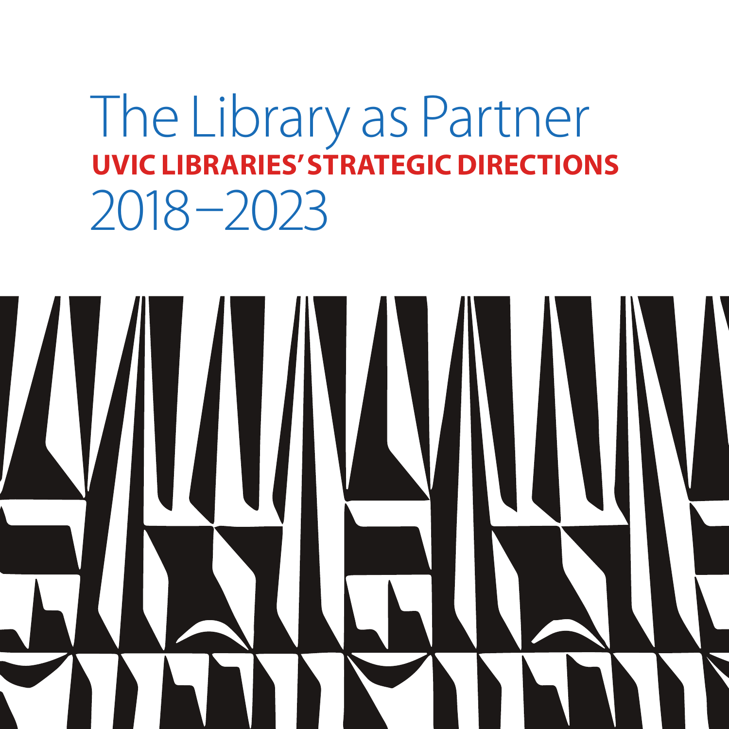# The Library as Partner

## UVIC LIBRARIES' STRATEGIC DIRECTIONS

## 2018–2023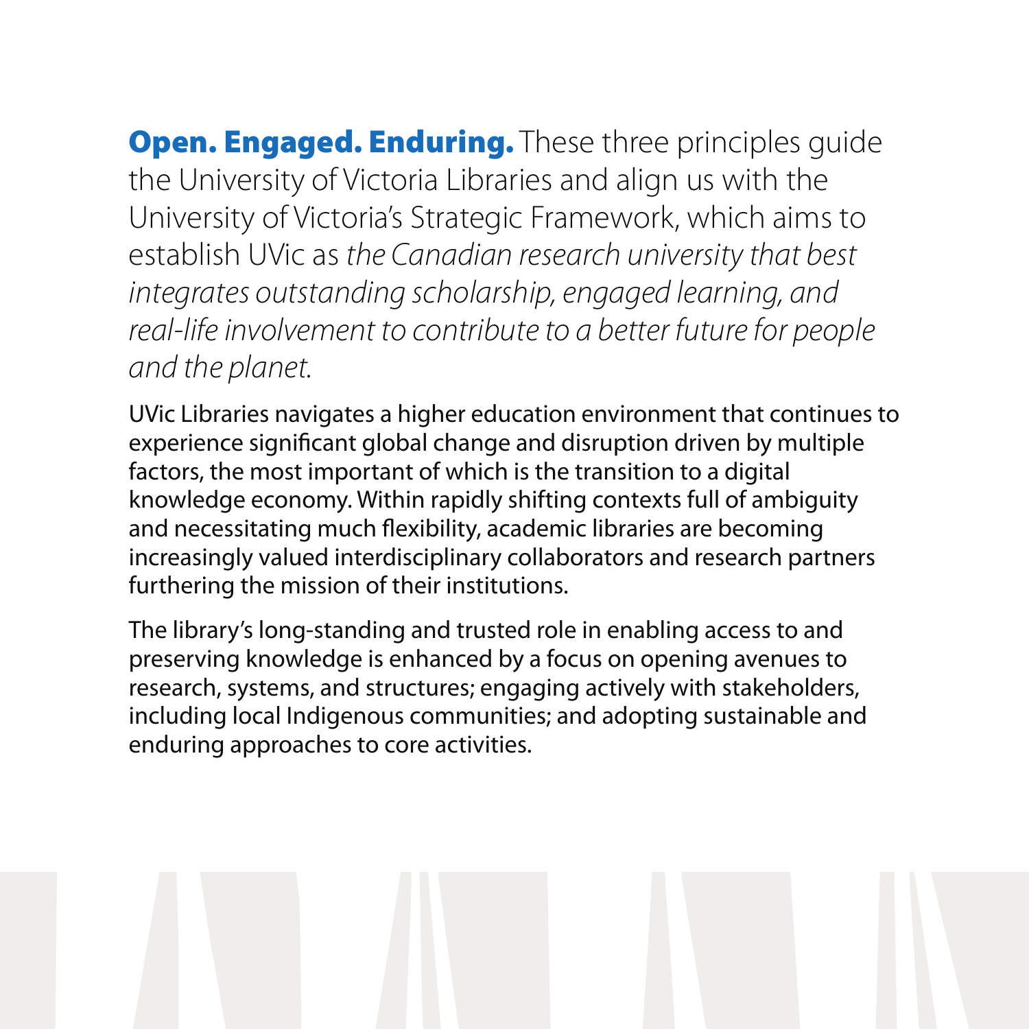**Open. Engaged. Enduring.** These three principles guide the University of Victoria Libraries and align us with the University of Victoria's Strategic Framework, which aims to establish UVic as *the Canadian research university that best integrates outstanding scholarship, engaged learning, and real-life involvement to contribute to a better future for people and the planet.*

UVic Libraries navigates a higher education environment that continues to experience significant global change and disruption driven by multiple factors, the most important of which is the transition to a digital knowledge economy. Within rapidly shifting contexts full of ambiguity and necessitating much flexibility, academic libraries are becoming increasingly valued interdisciplinary collaborators and research partners furthering the mission of their institutions.

The library's long-standing and trusted role in enabling access to and preserving knowledge is enhanced by a focus on opening avenues to research, systems, and structures; engaging actively with stakeholders, including local Indigenous communities; and adopting sustainable and enduring approaches to core activities.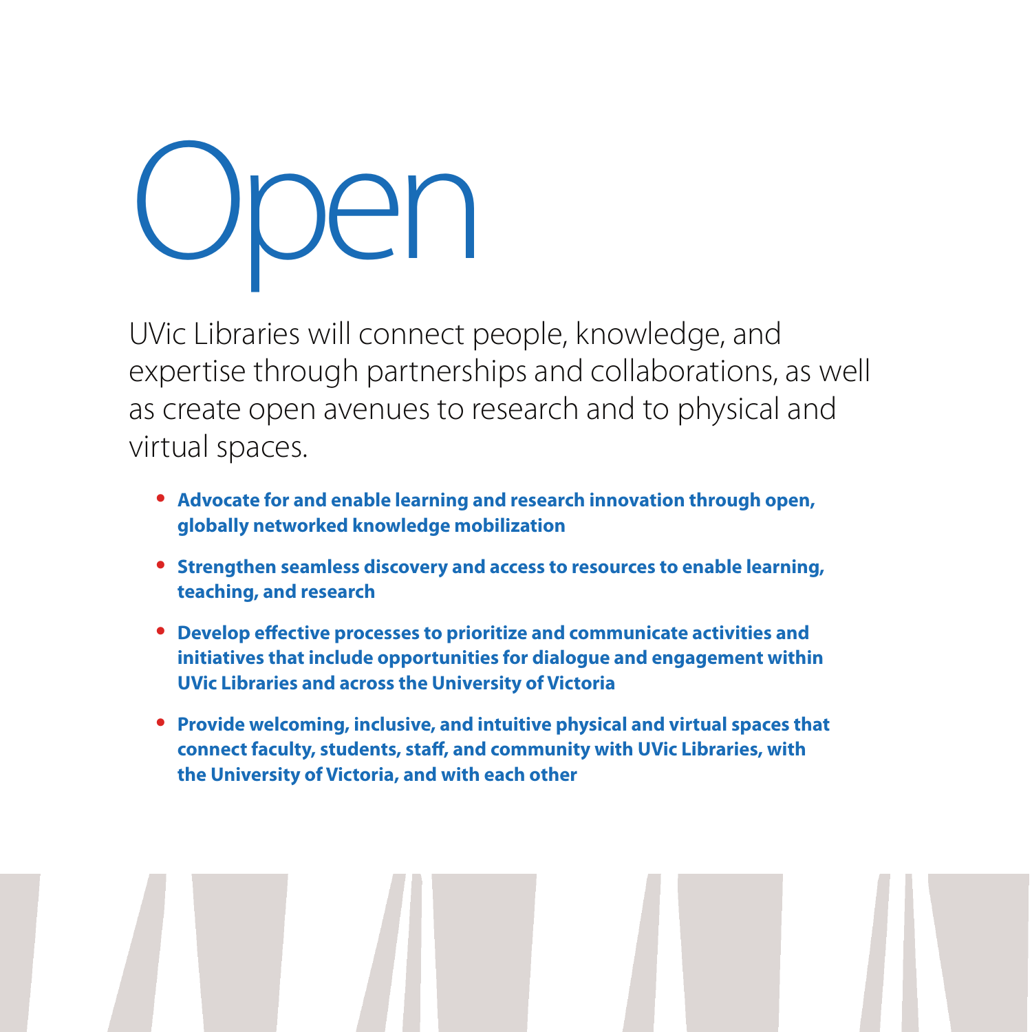# Open

UVic Libraries will connect people, knowledge, and expertise through partnerships and collaborations, as well as create open avenues to research and to physical and virtual spaces.

- **Advocate for and enable learning and research innovation through open, globally networked knowledge mobilization**
- **Strengthen seamless discovery and access to resources to enable learning, teaching, and research**
- **Develop effective processes to prioritize and communicate activities and initiatives that include opportunities for dialogue and engagement within UVic Libraries and across the University of Victoria**
- **Provide welcoming, inclusive, and intuitive physical and virtual spaces that connect faculty, students, staff, and community with UVic Libraries, with the University of Victoria, and with each other**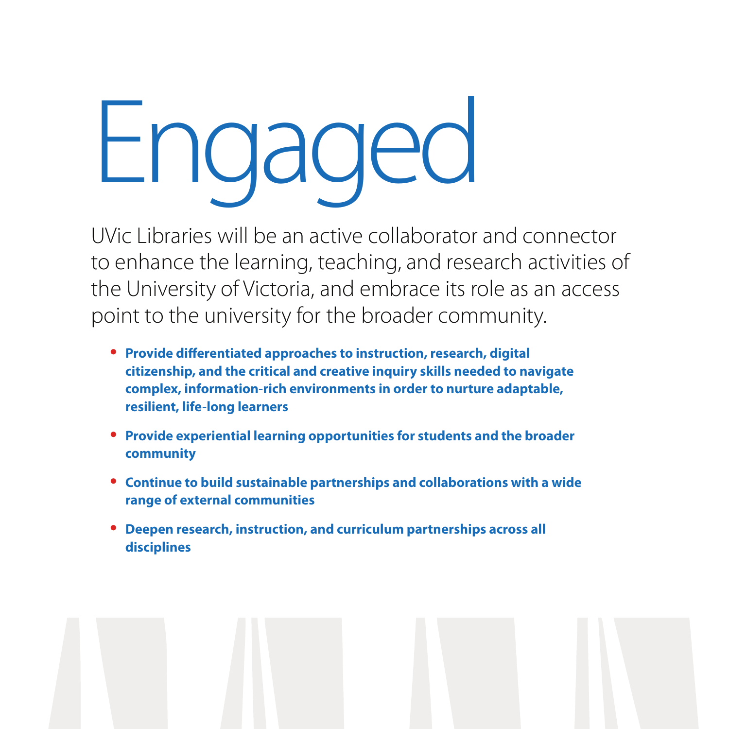# Engaged

UVic Libraries will be an active collaborator and connector to enhance the learning, teaching, and research activities of the University of Victoria, and embrace its role as an access point to the university for the broader community.

- **Provide differentiated approaches to instruction, research, digital citizenship, and the critical and creative inquiry skills needed to navigate complex, information-rich environments in order to nurture adaptable, resilient, life-long learners**
- **Provide experiential learning opportunities for students and the broader community**
- **Continue to build sustainable partnerships and collaborations with a wide range of external communities**
- **Deepen research, instruction, and curriculum partnerships across all disciplines**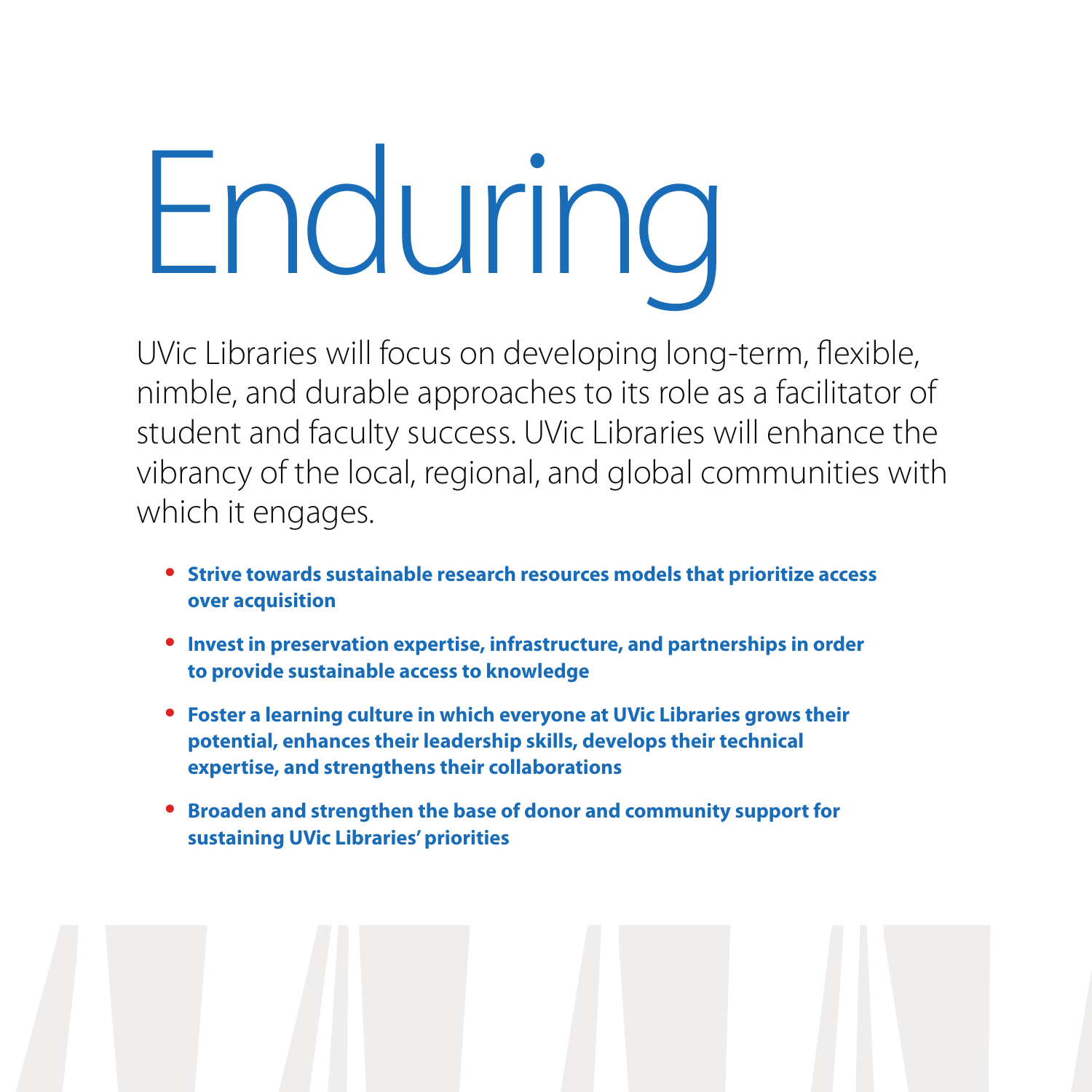# Enduring

UVic Libraries will focus on developing long-term, flexible, nimble, and durable approaches to its role as a facilitator of student and faculty success. UVic Libraries will enhance the vibrancy of the local, regional, and global communities with which it engages.

- **Strive towards sustainable research resources models that prioritize access over acquisition**
- **Invest in preservation expertise, infrastructure, and partnerships in order to provide sustainable access to knowledge**
- **Foster a learning culture in which everyone at UVic Libraries grows their potential, enhances their leadership skills, develops their technical expertise, and strengthens their collaborations**
- **Broaden and strengthen the base of donor and community support for sustaining UVic Libraries' priorities**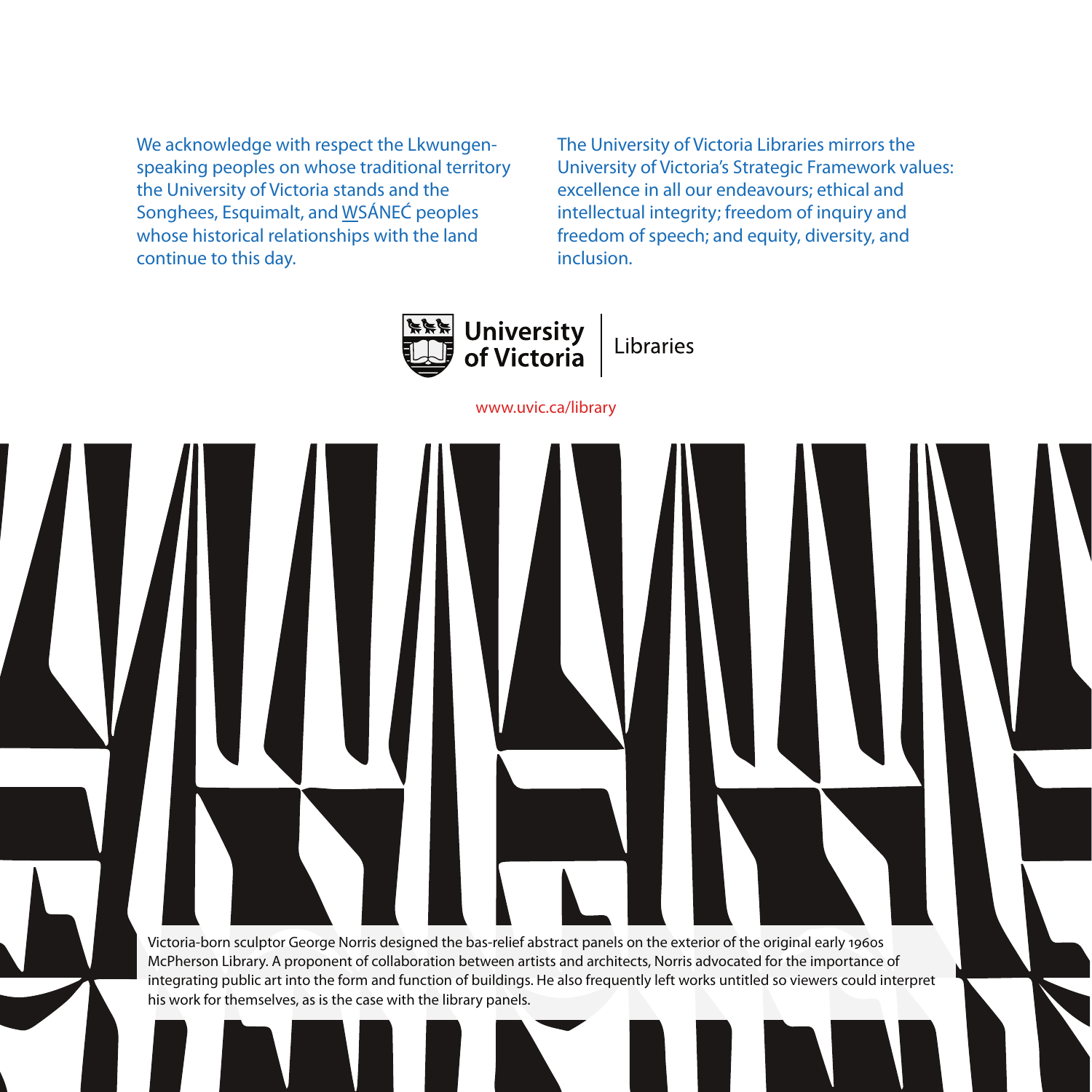We acknowledge with respect the Lkwungen-speaking peoples on whose traditional territory the University of Victoria stands and the Songhees, Esquimalt, and W̱SÁNEĆ peoples whose historical relationships with the land continue to this day.

The University of Victoria Libraries mirrors the University of Victoria's Strategic Framework values: excellence in all our endeavours; ethical and intellectual integrity; freedom of inquiry and freedom of speech; and equity, diversity, and inclusion.

University of Victoria | Libraries

www.uvic.ca/library

Victoria-born sculptor George Norris designed the bas-relief abstract panels on the exterior of the original early 1960s McPherson Library. A proponent of collaboration between artists and architects, Norris advocated for the importance of integrating public art into the form and function of buildings. He also frequently left works untitled so viewers could interpret his work for themselves, as is the case with the library panels.